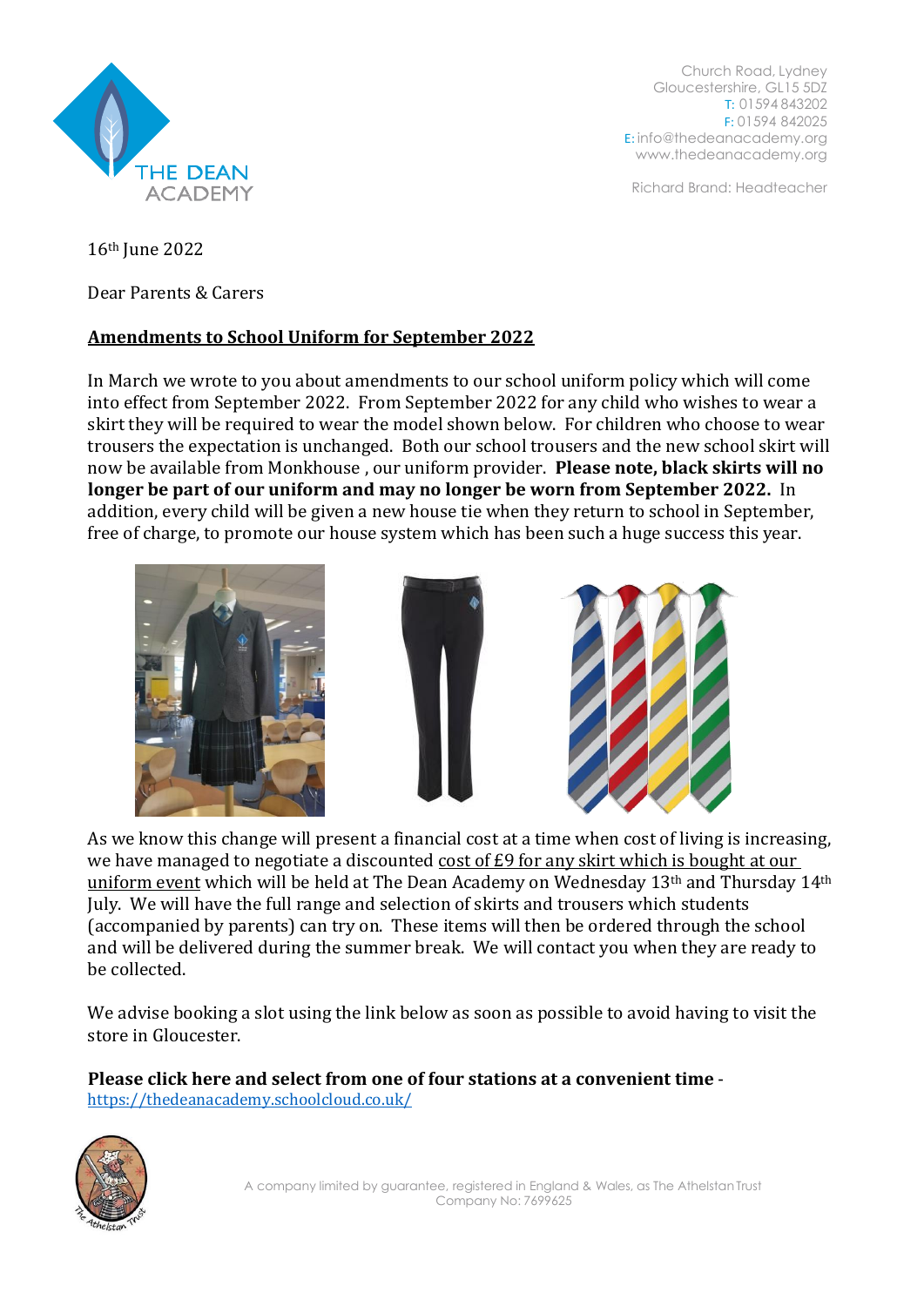Church Road, Lydney
Gloucestershire, GL15 5DZ
T: 01594 843202
F: 01594 842025
E: info@thedeanacademy.org
www.thedeanacademy.org

Richard Brand: Headteacher

16th June 2022

Dear Parents & Carers

## Amendments to School Uniform for September 2022

In March we wrote to you about amendments to our school uniform policy which will come into effect from September 2022. From September 2022 for any child who wishes to wear a skirt they will be required to wear the model shown below. For children who choose to wear trousers the expectation is unchanged. Both our school trousers and the new school skirt will now be available from Monkhouse , our uniform provider. **Please note, black skirts will no longer be part of our uniform and may no longer be worn from September 2022.** In addition, every child will be given a new house tie when they return to school in September, free of charge, to promote our house system which has been such a huge success this year.

As we know this change will present a financial cost at a time when cost of living is increasing, we have managed to negotiate a discounted cost of £9 for any skirt which is bought at our uniform event which will be held at The Dean Academy on Wednesday 13th and Thursday 14th July. We will have the full range and selection of skirts and trousers which students (accompanied by parents) can try on. These items will then be ordered through the school and will be delivered during the summer break. We will contact you when they are ready to be collected.

We advise booking a slot using the link below as soon as possible to avoid having to visit the store in Gloucester.

**Please click here and select from one of four stations at a convenient time** - https://thedeanacademy.schoolcloud.co.uk/

A company limited by guarantee, registered in England & Wales, as The Athelstan Trust
Company No: 7699625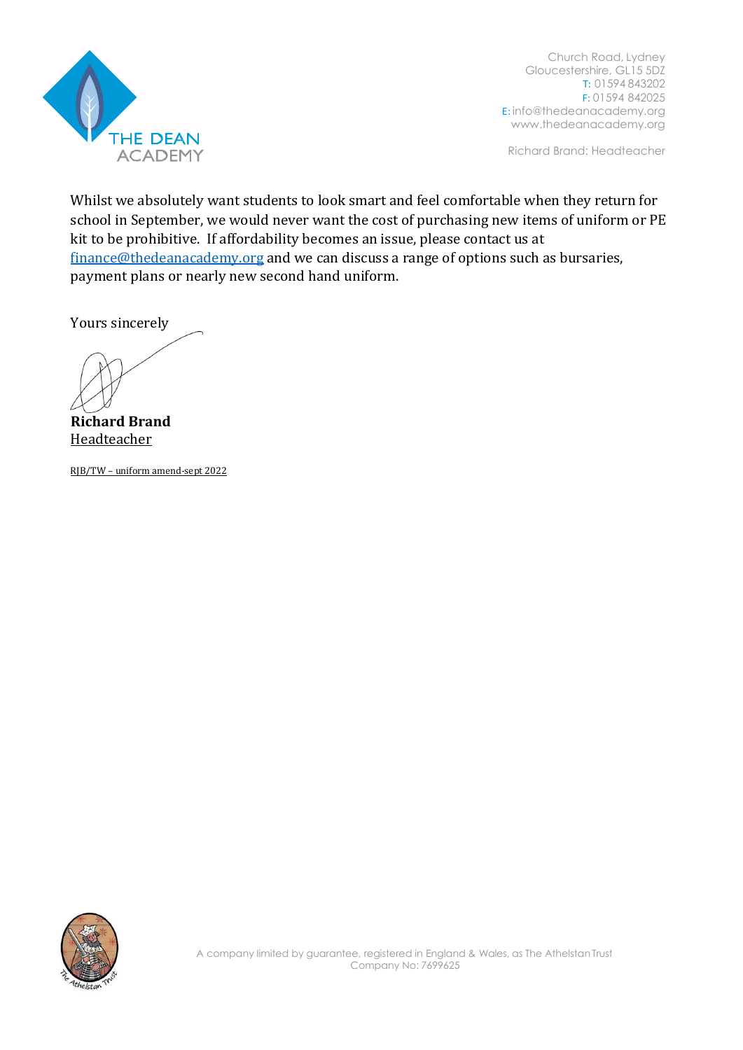Church Road, Lydney
Gloucestershire, GL15 5DZ
T: 01594 843202
F: 01594 842025
E: info@thedeanacademy.org
www.thedeanacademy.org

Richard Brand: Headteacher

Whilst we absolutely want students to look smart and feel comfortable when they return for school in September, we would never want the cost of purchasing new items of uniform or PE kit to be prohibitive. If affordability becomes an issue, please contact us at finance@thedeanacademy.org and we can discuss a range of options such as bursaries, payment plans or nearly new second hand uniform.

Yours sincerely

**Richard Brand**
Headteacher

RJB/TW – uniform amend-sept 2022

A company limited by guarantee, registered in England & Wales, as The Athelstan Trust
Company No: 7699625